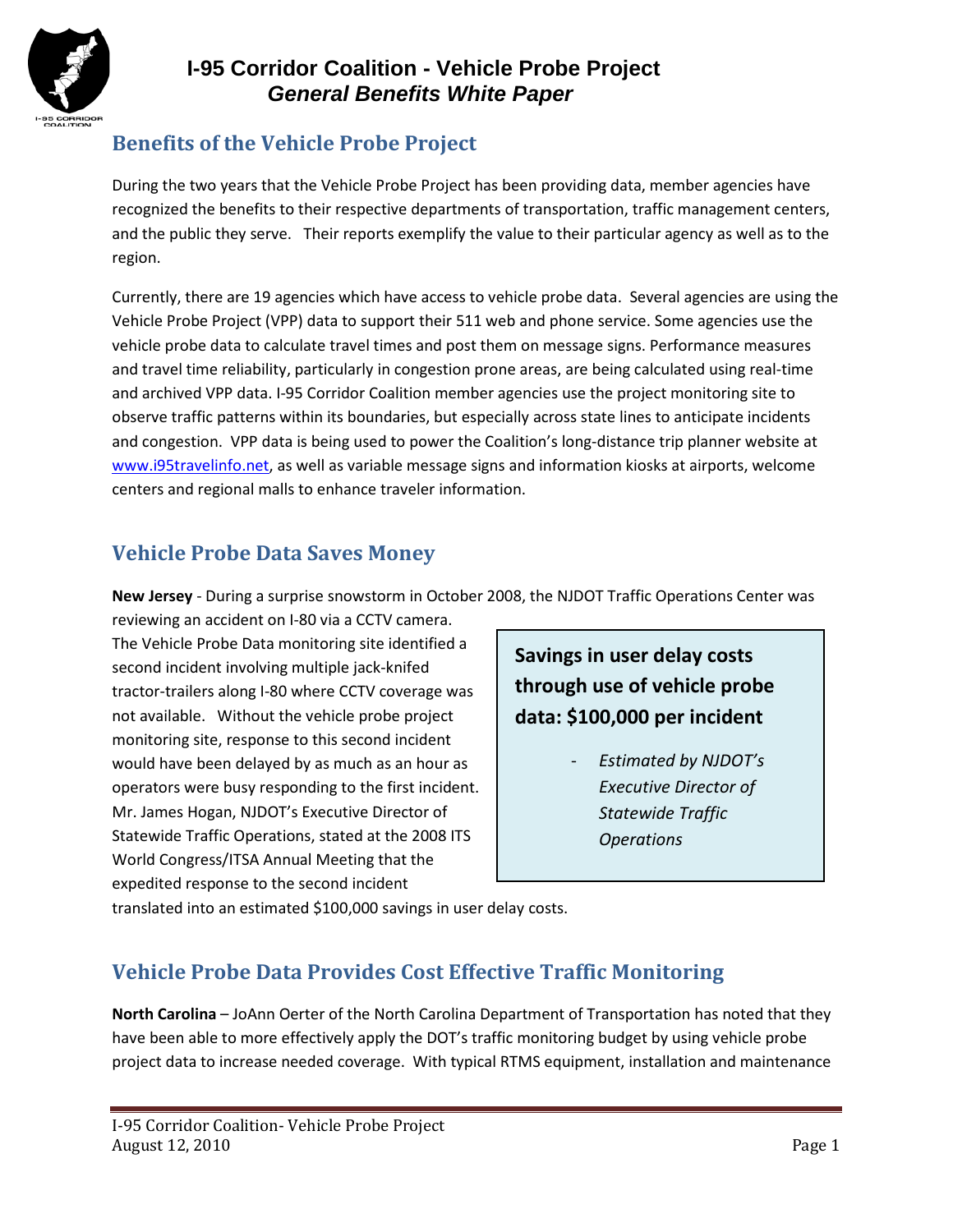# I-95 Corridor Coalition - Vehicle Probe Project
## *General Benefits White Paper*

## Benefits of the Vehicle Probe Project

During the two years that the Vehicle Probe Project has been providing data, member agencies have recognized the benefits to their respective departments of transportation, traffic management centers, and the public they serve. Their reports exemplify the value to their particular agency as well as to the region.

Currently, there are 19 agencies which have access to vehicle probe data. Several agencies are using the Vehicle Probe Project (VPP) data to support their 511 web and phone service. Some agencies use the vehicle probe data to calculate travel times and post them on message signs. Performance measures and travel time reliability, particularly in congestion prone areas, are being calculated using real-time and archived VPP data. I-95 Corridor Coalition member agencies use the project monitoring site to observe traffic patterns within its boundaries, but especially across state lines to anticipate incidents and congestion. VPP data is being used to power the Coalition's long-distance trip planner website at www.i95travelinfo.net, as well as variable message signs and information kiosks at airports, welcome centers and regional malls to enhance traveler information.

## Vehicle Probe Data Saves Money

**New Jersey** - During a surprise snowstorm in October 2008, the NJDOT Traffic Operations Center was reviewing an accident on I-80 via a CCTV camera. The Vehicle Probe Data monitoring site identified a second incident involving multiple jack-knifed tractor-trailers along I-80 where CCTV coverage was not available. Without the vehicle probe project monitoring site, response to this second incident would have been delayed by as much as an hour as operators were busy responding to the first incident. Mr. James Hogan, NJDOT's Executive Director of Statewide Traffic Operations, stated at the 2008 ITS World Congress/ITSA Annual Meeting that the expedited response to the second incident translated into an estimated $100,000 savings in user delay costs.

> **Savings in user delay costs through use of vehicle probe data: $100,000 per incident**
>
> - *Estimated by NJDOT's Executive Director of Statewide Traffic Operations*

## Vehicle Probe Data Provides Cost Effective Traffic Monitoring

**North Carolina** – JoAnn Oerter of the North Carolina Department of Transportation has noted that they have been able to more effectively apply the DOT's traffic monitoring budget by using vehicle probe project data to increase needed coverage. With typical RTMS equipment, installation and maintenance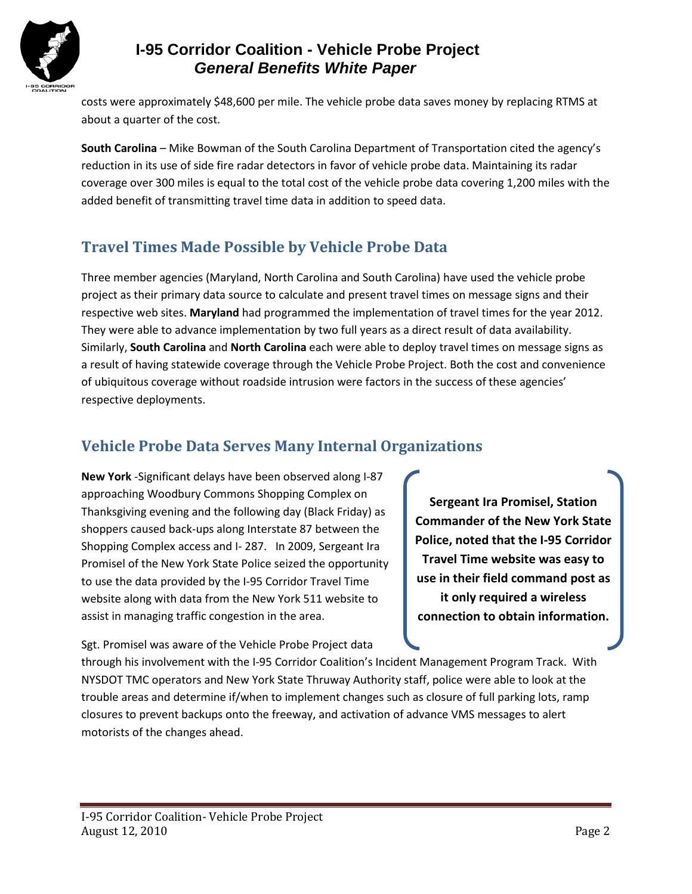costs were approximately $48,600 per mile. The vehicle probe data saves money by replacing RTMS at about a quarter of the cost.

**South Carolina** – Mike Bowman of the South Carolina Department of Transportation cited the agency's reduction in its use of side fire radar detectors in favor of vehicle probe data. Maintaining its radar coverage over 300 miles is equal to the total cost of the vehicle probe data covering 1,200 miles with the added benefit of transmitting travel time data in addition to speed data.

## Travel Times Made Possible by Vehicle Probe Data

Three member agencies (Maryland, North Carolina and South Carolina) have used the vehicle probe project as their primary data source to calculate and present travel times on message signs and their respective web sites. **Maryland** had programmed the implementation of travel times for the year 2012. They were able to advance implementation by two full years as a direct result of data availability. Similarly, **South Carolina** and **North Carolina** each were able to deploy travel times on message signs as a result of having statewide coverage through the Vehicle Probe Project. Both the cost and convenience of ubiquitous coverage without roadside intrusion were factors in the success of these agencies' respective deployments.

## Vehicle Probe Data Serves Many Internal Organizations

**New York** -Significant delays have been observed along I-87 approaching Woodbury Commons Shopping Complex on Thanksgiving evening and the following day (Black Friday) as shoppers caused back-ups along Interstate 87 between the Shopping Complex access and I- 287. In 2009, Sergeant Ira Promisel of the New York State Police seized the opportunity to use the data provided by the I-95 Corridor Travel Time website along with data from the New York 511 website to assist in managing traffic congestion in the area.

> **Sergeant Ira Promisel, Station Commander of the New York State Police, noted that the I-95 Corridor Travel Time website was easy to use in their field command post as it only required a wireless connection to obtain information.**

Sgt. Promisel was aware of the Vehicle Probe Project data through his involvement with the I-95 Corridor Coalition's Incident Management Program Track. With NYSDOT TMC operators and New York State Thruway Authority staff, police were able to look at the trouble areas and determine if/when to implement changes such as closure of full parking lots, ramp closures to prevent backups onto the freeway, and activation of advance VMS messages to alert motorists of the changes ahead.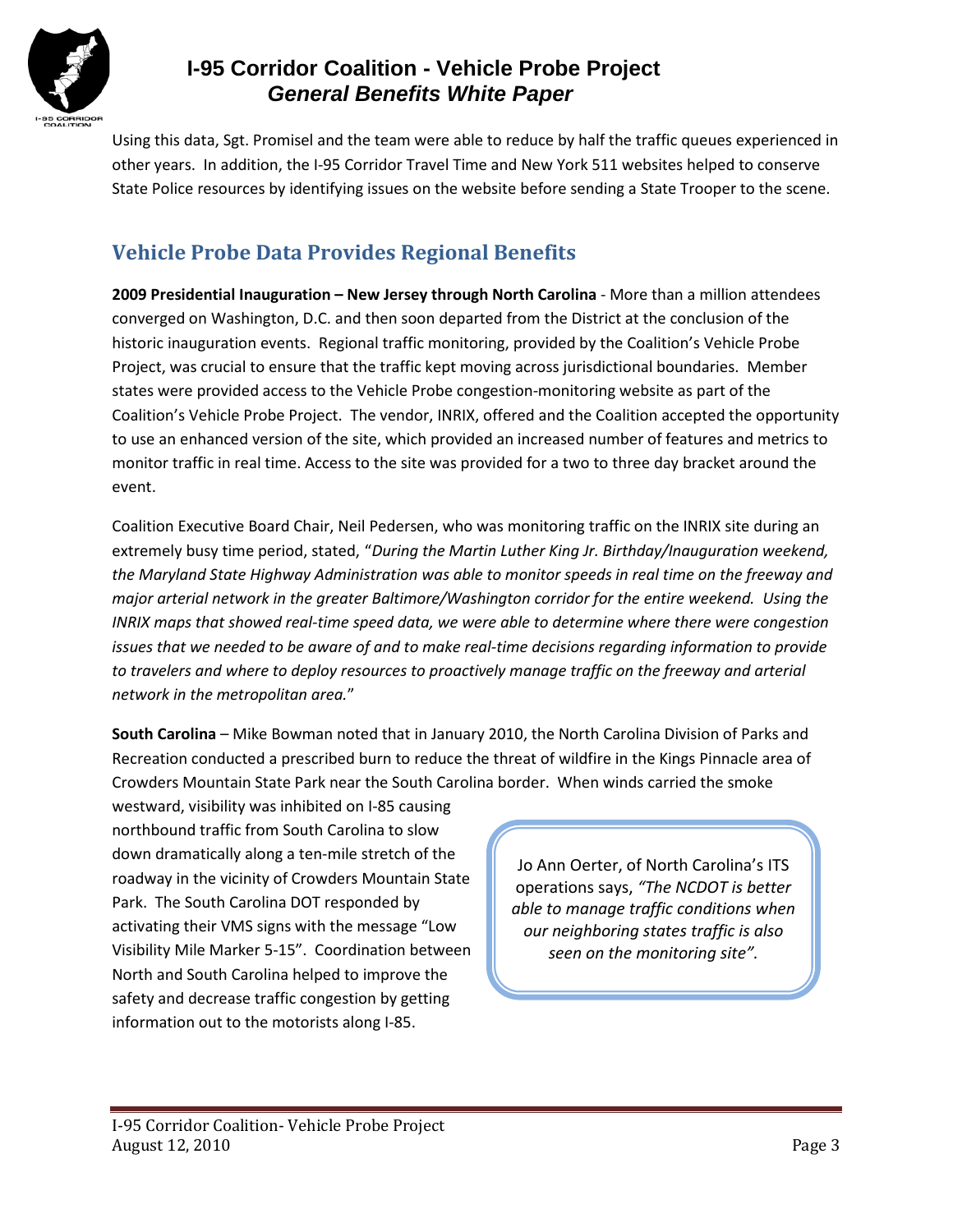Using this data, Sgt. Promisel and the team were able to reduce by half the traffic queues experienced in other years. In addition, the I-95 Corridor Travel Time and New York 511 websites helped to conserve State Police resources by identifying issues on the website before sending a State Trooper to the scene.

## Vehicle Probe Data Provides Regional Benefits

**2009 Presidential Inauguration – New Jersey through North Carolina** - More than a million attendees converged on Washington, D.C. and then soon departed from the District at the conclusion of the historic inauguration events. Regional traffic monitoring, provided by the Coalition's Vehicle Probe Project, was crucial to ensure that the traffic kept moving across jurisdictional boundaries. Member states were provided access to the Vehicle Probe congestion-monitoring website as part of the Coalition's Vehicle Probe Project. The vendor, INRIX, offered and the Coalition accepted the opportunity to use an enhanced version of the site, which provided an increased number of features and metrics to monitor traffic in real time. Access to the site was provided for a two to three day bracket around the event.

Coalition Executive Board Chair, Neil Pedersen, who was monitoring traffic on the INRIX site during an extremely busy time period, stated, "*During the Martin Luther King Jr. Birthday/Inauguration weekend, the Maryland State Highway Administration was able to monitor speeds in real time on the freeway and major arterial network in the greater Baltimore/Washington corridor for the entire weekend. Using the INRIX maps that showed real-time speed data, we were able to determine where there were congestion issues that we needed to be aware of and to make real-time decisions regarding information to provide to travelers and where to deploy resources to proactively manage traffic on the freeway and arterial network in the metropolitan area.*"

**South Carolina** – Mike Bowman noted that in January 2010, the North Carolina Division of Parks and Recreation conducted a prescribed burn to reduce the threat of wildfire in the Kings Pinnacle area of Crowders Mountain State Park near the South Carolina border. When winds carried the smoke westward, visibility was inhibited on I-85 causing northbound traffic from South Carolina to slow down dramatically along a ten-mile stretch of the roadway in the vicinity of Crowders Mountain State Park. The South Carolina DOT responded by activating their VMS signs with the message "Low Visibility Mile Marker 5-15". Coordination between North and South Carolina helped to improve the safety and decrease traffic congestion by getting information out to the motorists along I-85.

> Jo Ann Oerter, of North Carolina's ITS operations says, *"The NCDOT is better able to manage traffic conditions when our neighboring states traffic is also seen on the monitoring site".*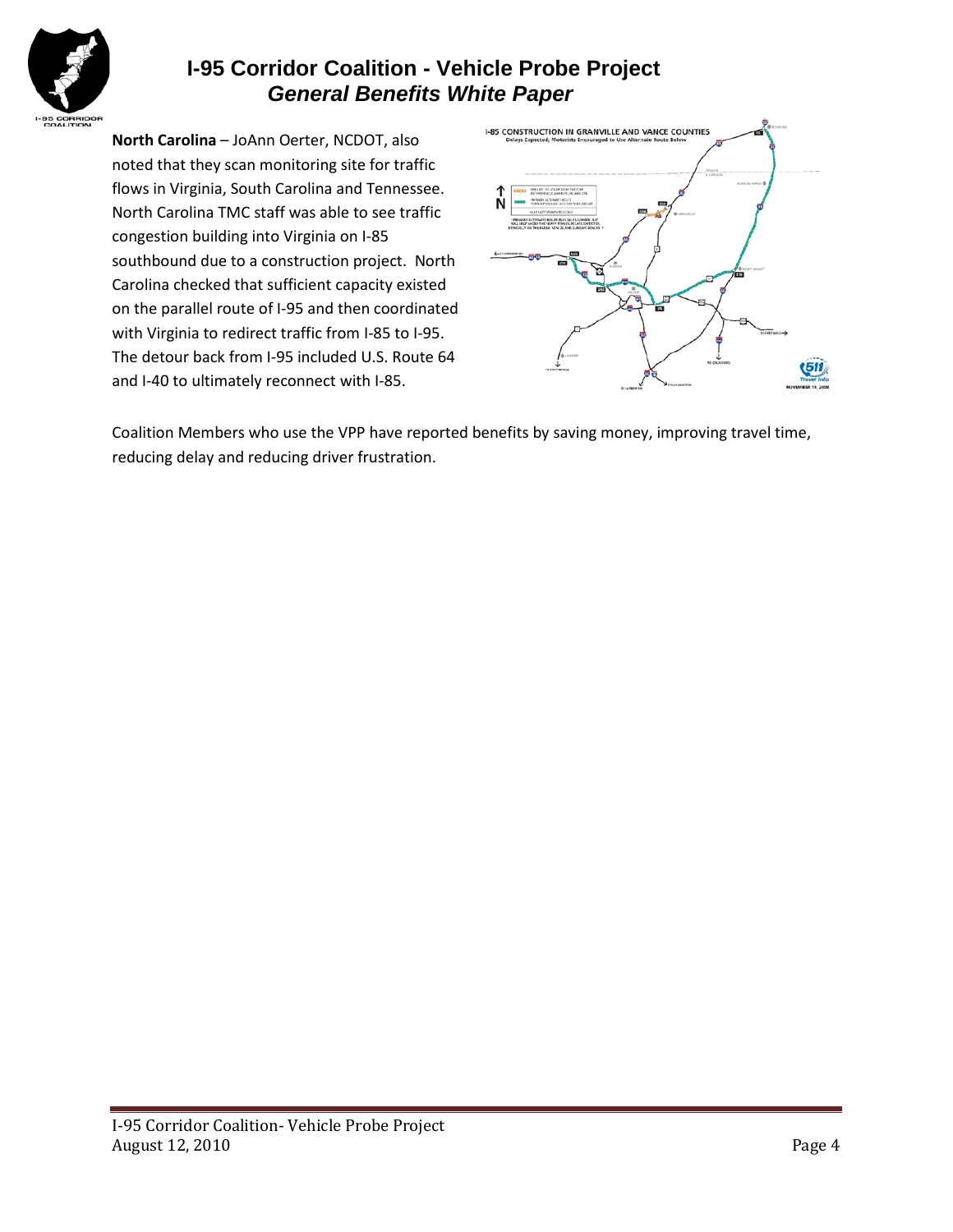**North Carolina** – JoAnn Oerter, NCDOT, also noted that they scan monitoring site for traffic flows in Virginia, South Carolina and Tennessee. North Carolina TMC staff was able to see traffic congestion building into Virginia on I-85 southbound due to a construction project. North Carolina checked that sufficient capacity existed on the parallel route of I-95 and then coordinated with Virginia to redirect traffic from I-85 to I-95. The detour back from I-95 included U.S. Route 64 and I-40 to ultimately reconnect with I-85.

I-85 CONSTRUCTION IN GRANVILLE AND VANCE COUNTIES
Delays Expected; Motorists Encouraged to Use Alternate Route Below

NOVEMBER 19, 2008

Coalition Members who use the VPP have reported benefits by saving money, improving travel time, reducing delay and reducing driver frustration.